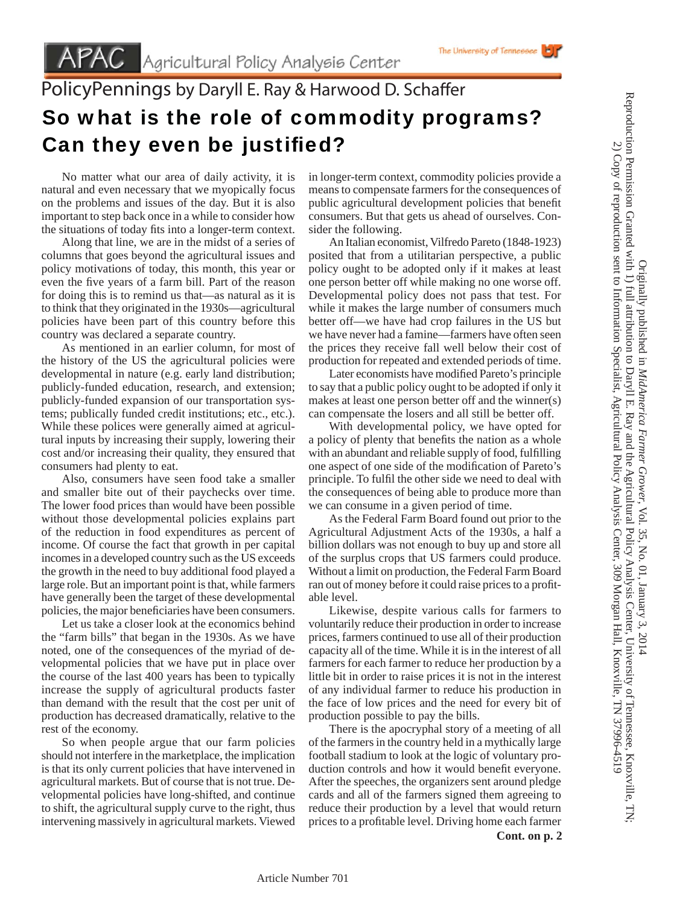APAC Agricultural Policy Analysis Center

The University of Tennessee

PolicyPennings by Daryll E. Ray & Harwood D. Schaffer

# So what is the role of commodity programs? Can they even be justified?

No matter what our area of daily activity, it is natural and even necessary that we myopically focus on the problems and issues of the day. But it is also important to step back once in a while to consider how the situations of today fits into a longer-term context.

Along that line, we are in the midst of a series of columns that goes beyond the agricultural issues and policy motivations of today, this month, this year or even the five years of a farm bill. Part of the reason for doing this is to remind us that—as natural as it is to think that they originated in the 1930s—agricultural policies have been part of this country before this country was declared a separate country.

As mentioned in an earlier column, for most of the history of the US the agricultural policies were developmental in nature (e.g. early land distribution; publicly-funded education, research, and extension; publicly-funded expansion of our transportation systems; publically funded credit institutions; etc., etc.). While these polices were generally aimed at agricultural inputs by increasing their supply, lowering their cost and/or increasing their quality, they ensured that consumers had plenty to eat.

Also, consumers have seen food take a smaller and smaller bite out of their paychecks over time. The lower food prices than would have been possible without those developmental policies explains part of the reduction in food expenditures as percent of income. Of course the fact that growth in per capital incomes in a developed country such as the US exceeds the growth in the need to buy additional food played a large role. But an important point is that, while farmers have generally been the target of these developmental policies, the major beneficiaries have been consumers.

Let us take a closer look at the economics behind the "farm bills" that began in the 1930s. As we have noted, one of the consequences of the myriad of developmental policies that we have put in place over the course of the last 400 years has been to typically increase the supply of agricultural products faster than demand with the result that the cost per unit of production has decreased dramatically, relative to the rest of the economy.

So when people argue that our farm policies should not interfere in the marketplace, the implication is that its only current policies that have intervened in agricultural markets. But of course that is not true. Developmental policies have long-shifted, and continue to shift, the agricultural supply curve to the right, thus intervening massively in agricultural markets. Viewed in longer-term context, commodity policies provide a means to compensate farmers for the consequences of public agricultural development policies that benefit consumers. But that gets us ahead of ourselves. Consider the following.

An Italian economist, Vilfredo Pareto (1848-1923) posited that from a utilitarian perspective, a public policy ought to be adopted only if it makes at least one person better off while making no one worse off. Developmental policy does not pass that test. For while it makes the large number of consumers much better off—we have had crop failures in the US but we have never had a famine—farmers have often seen the prices they receive fall well below their cost of production for repeated and extended periods of time.

Later economists have modified Pareto's principle to say that a public policy ought to be adopted if only it makes at least one person better off and the winner(s) can compensate the losers and all still be better off.

With developmental policy, we have opted for a policy of plenty that benefits the nation as a whole with an abundant and reliable supply of food, fulfilling one aspect of one side of the modification of Pareto's principle. To fulfil the other side we need to deal with the consequences of being able to produce more than we can consume in a given period of time.

As the Federal Farm Board found out prior to the Agricultural Adjustment Acts of the 1930s, a half a billion dollars was not enough to buy up and store all of the surplus crops that US farmers could produce. Without a limit on production, the Federal Farm Board ran out of money before it could raise prices to a profitable level.

Likewise, despite various calls for farmers to voluntarily reduce their production in order to increase prices, farmers continued to use all of their production capacity all of the time. While it is in the interest of all farmers for each farmer to reduce her production by a little bit in order to raise prices it is not in the interest of any individual farmer to reduce his production in the face of low prices and the need for every bit of production possible to pay the bills.

There is the apocryphal story of a meeting of all of the farmers in the country held in a mythically large football stadium to look at the logic of voluntary production controls and how it would benefit everyone. After the speeches, the organizers sent around pledge cards and all of the farmers signed them agreeing to reduce their production by a level that would return prices to a profitable level. Driving home each farmer

**Cont. on p. 2**

Originally published in *MidAmerica Farmer Grower*, Vol. 35, No. 01, January 3, 2014
Reproduction Permission Granted with 1) full attribution to Daryll E. Ray and the Agricultural Policy Analysis Center, University of Tennessee, Knoxville, TN;
2) Copy of reproduction sent to Information Specialist, Agricultural Policy Analysis Center, 309 Morgan Hall, Knoxville, TN 37996-4519

Article Number 701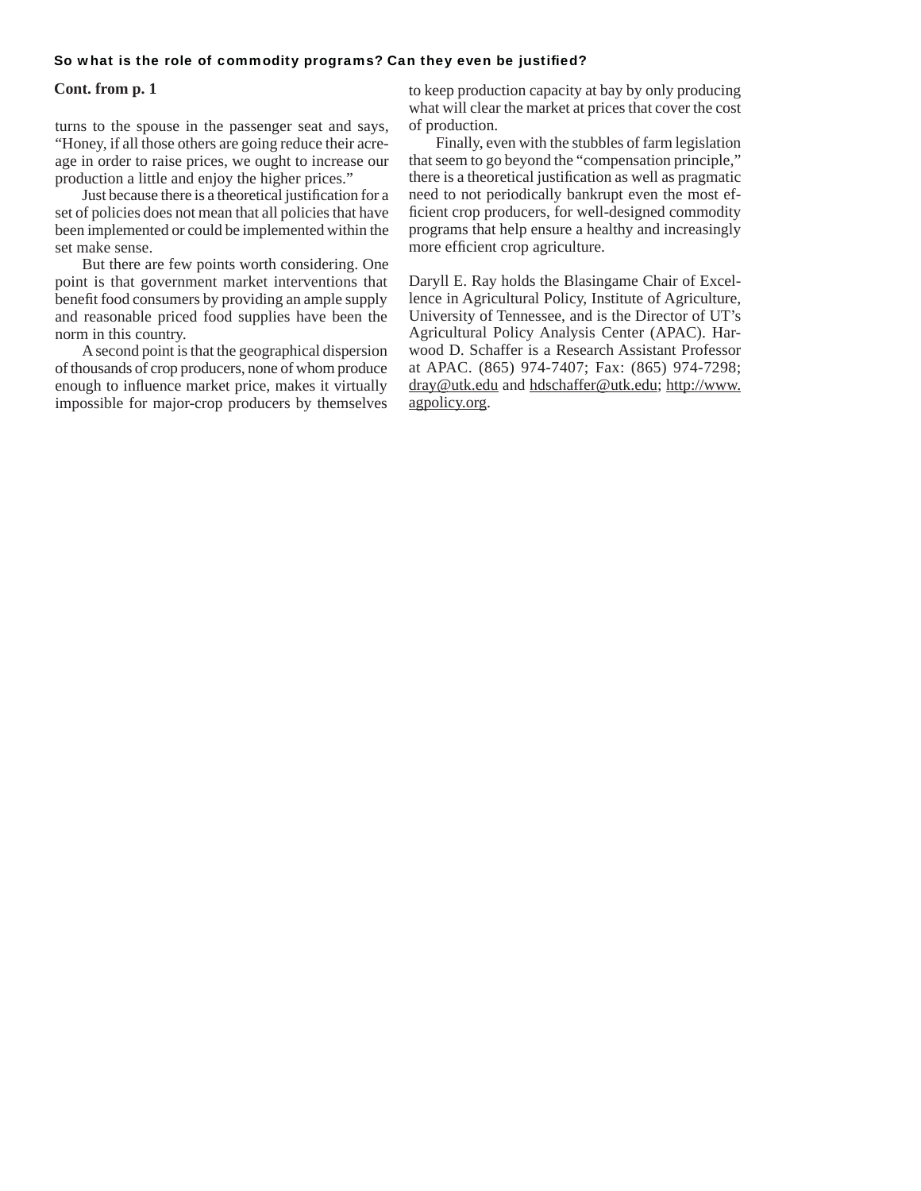**So what is the role of commodity programs? Can they even be justified?**

**Cont. from p. 1**

turns to the spouse in the passenger seat and says, "Honey, if all those others are going reduce their acreage in order to raise prices, we ought to increase our production a little and enjoy the higher prices."

Just because there is a theoretical justification for a set of policies does not mean that all policies that have been implemented or could be implemented within the set make sense.

But there are few points worth considering. One point is that government market interventions that benefit food consumers by providing an ample supply and reasonable priced food supplies have been the norm in this country.

A second point is that the geographical dispersion of thousands of crop producers, none of whom produce enough to influence market price, makes it virtually impossible for major-crop producers by themselves to keep production capacity at bay by only producing what will clear the market at prices that cover the cost of production.

Finally, even with the stubbles of farm legislation that seem to go beyond the "compensation principle," there is a theoretical justification as well as pragmatic need to not periodically bankrupt even the most efficient crop producers, for well-designed commodity programs that help ensure a healthy and increasingly more efficient crop agriculture.

Daryll E. Ray holds the Blasingame Chair of Excellence in Agricultural Policy, Institute of Agriculture, University of Tennessee, and is the Director of UT's Agricultural Policy Analysis Center (APAC). Harwood D. Schaffer is a Research Assistant Professor at APAC. (865) 974-7407; Fax: (865) 974-7298; dray@utk.edu and hdschaffer@utk.edu; http://www.agpolicy.org.